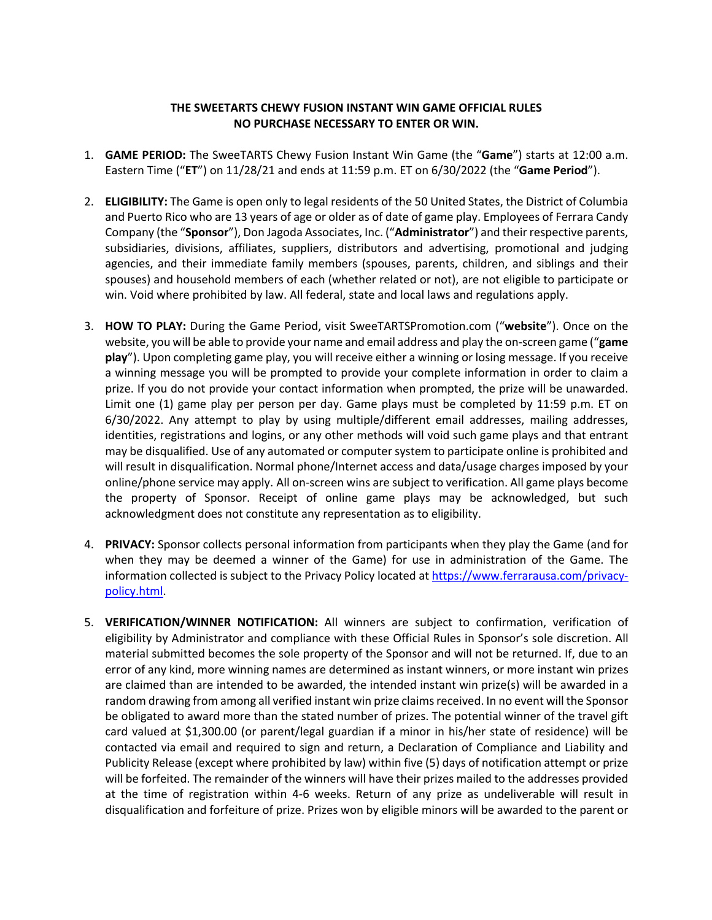**THE SWEETARTS CHEWY FUSION INSTANT WIN GAME OFFICIAL RULES**
**NO PURCHASE NECESSARY TO ENTER OR WIN.**

1. **GAME PERIOD:** The SweeTARTS Chewy Fusion Instant Win Game (the "**Game**") starts at 12:00 a.m. Eastern Time ("**ET**") on 11/28/21 and ends at 11:59 p.m. ET on 6/30/2022 (the "**Game Period**").

2. **ELIGIBILITY:** The Game is open only to legal residents of the 50 United States, the District of Columbia and Puerto Rico who are 13 years of age or older as of date of game play. Employees of Ferrara Candy Company (the "**Sponsor**"), Don Jagoda Associates, Inc. ("**Administrator**") and their respective parents, subsidiaries, divisions, affiliates, suppliers, distributors and advertising, promotional and judging agencies, and their immediate family members (spouses, parents, children, and siblings and their spouses) and household members of each (whether related or not), are not eligible to participate or win. Void where prohibited by law. All federal, state and local laws and regulations apply.

3. **HOW TO PLAY:** During the Game Period, visit SweeTARTSPromotion.com ("**website**"). Once on the website, you will be able to provide your name and email address and play the on-screen game ("**game play**"). Upon completing game play, you will receive either a winning or losing message. If you receive a winning message you will be prompted to provide your complete information in order to claim a prize. If you do not provide your contact information when prompted, the prize will be unawarded. Limit one (1) game play per person per day. Game plays must be completed by 11:59 p.m. ET on 6/30/2022. Any attempt to play by using multiple/different email addresses, mailing addresses, identities, registrations and logins, or any other methods will void such game plays and that entrant may be disqualified. Use of any automated or computer system to participate online is prohibited and will result in disqualification. Normal phone/Internet access and data/usage charges imposed by your online/phone service may apply. All on-screen wins are subject to verification. All game plays become the property of Sponsor. Receipt of online game plays may be acknowledged, but such acknowledgment does not constitute any representation as to eligibility.

4. **PRIVACY:** Sponsor collects personal information from participants when they play the Game (and for when they may be deemed a winner of the Game) for use in administration of the Game. The information collected is subject to the Privacy Policy located at [https://www.ferrarausa.com/privacy-policy.html](https://www.ferrarausa.com/privacy-policy.html).

5. **VERIFICATION/WINNER NOTIFICATION:** All winners are subject to confirmation, verification of eligibility by Administrator and compliance with these Official Rules in Sponsor's sole discretion. All material submitted becomes the sole property of the Sponsor and will not be returned. If, due to an error of any kind, more winning names are determined as instant winners, or more instant win prizes are claimed than are intended to be awarded, the intended instant win prize(s) will be awarded in a random drawing from among all verified instant win prize claims received. In no event will the Sponsor be obligated to award more than the stated number of prizes. The potential winner of the travel gift card valued at $1,300.00 (or parent/legal guardian if a minor in his/her state of residence) will be contacted via email and required to sign and return, a Declaration of Compliance and Liability and Publicity Release (except where prohibited by law) within five (5) days of notification attempt or prize will be forfeited. The remainder of the winners will have their prizes mailed to the addresses provided at the time of registration within 4-6 weeks. Return of any prize as undeliverable will result in disqualification and forfeiture of prize. Prizes won by eligible minors will be awarded to the parent or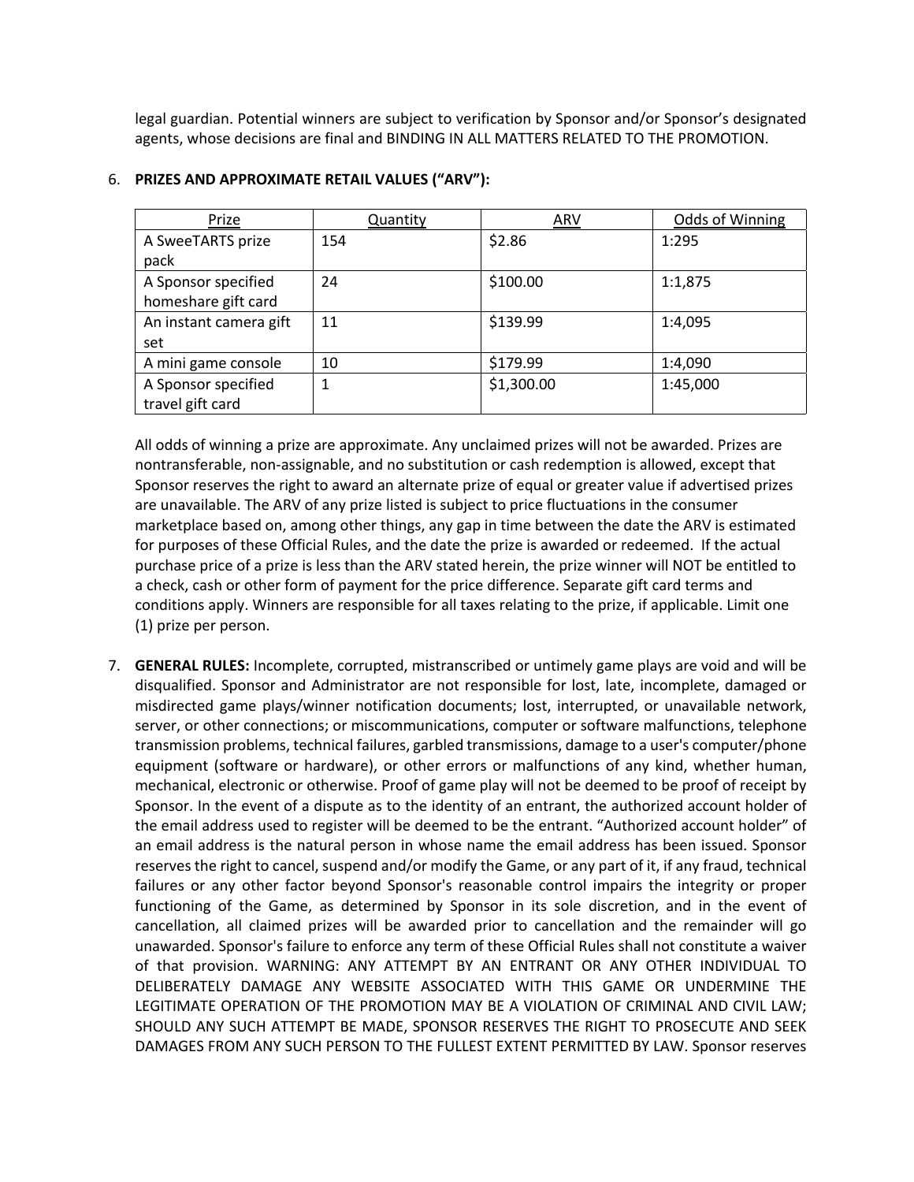legal guardian. Potential winners are subject to verification by Sponsor and/or Sponsor's designated agents, whose decisions are final and BINDING IN ALL MATTERS RELATED TO THE PROMOTION.

6. **PRIZES AND APPROXIMATE RETAIL VALUES ("ARV"):**

| Prize | Quantity | ARV | Odds of Winning |
|---|---|---|---|
| A SweeTARTS prize pack | 154 | $2.86 | 1:295 |
| A Sponsor specified homeshare gift card | 24 | $100.00 | 1:1,875 |
| An instant camera gift set | 11 | $139.99 | 1:4,095 |
| A mini game console | 10 | $179.99 | 1:4,090 |
| A Sponsor specified travel gift card | 1 | $1,300.00 | 1:45,000 |

All odds of winning a prize are approximate. Any unclaimed prizes will not be awarded. Prizes are nontransferable, non-assignable, and no substitution or cash redemption is allowed, except that Sponsor reserves the right to award an alternate prize of equal or greater value if advertised prizes are unavailable. The ARV of any prize listed is subject to price fluctuations in the consumer marketplace based on, among other things, any gap in time between the date the ARV is estimated for purposes of these Official Rules, and the date the prize is awarded or redeemed. If the actual purchase price of a prize is less than the ARV stated herein, the prize winner will NOT be entitled to a check, cash or other form of payment for the price difference. Separate gift card terms and conditions apply. Winners are responsible for all taxes relating to the prize, if applicable. Limit one (1) prize per person.

7. **GENERAL RULES:** Incomplete, corrupted, mistranscribed or untimely game plays are void and will be disqualified. Sponsor and Administrator are not responsible for lost, late, incomplete, damaged or misdirected game plays/winner notification documents; lost, interrupted, or unavailable network, server, or other connections; or miscommunications, computer or software malfunctions, telephone transmission problems, technical failures, garbled transmissions, damage to a user's computer/phone equipment (software or hardware), or other errors or malfunctions of any kind, whether human, mechanical, electronic or otherwise. Proof of game play will not be deemed to be proof of receipt by Sponsor. In the event of a dispute as to the identity of an entrant, the authorized account holder of the email address used to register will be deemed to be the entrant. "Authorized account holder" of an email address is the natural person in whose name the email address has been issued. Sponsor reserves the right to cancel, suspend and/or modify the Game, or any part of it, if any fraud, technical failures or any other factor beyond Sponsor's reasonable control impairs the integrity or proper functioning of the Game, as determined by Sponsor in its sole discretion, and in the event of cancellation, all claimed prizes will be awarded prior to cancellation and the remainder will go unawarded. Sponsor's failure to enforce any term of these Official Rules shall not constitute a waiver of that provision. WARNING: ANY ATTEMPT BY AN ENTRANT OR ANY OTHER INDIVIDUAL TO DELIBERATELY DAMAGE ANY WEBSITE ASSOCIATED WITH THIS GAME OR UNDERMINE THE LEGITIMATE OPERATION OF THE PROMOTION MAY BE A VIOLATION OF CRIMINAL AND CIVIL LAW; SHOULD ANY SUCH ATTEMPT BE MADE, SPONSOR RESERVES THE RIGHT TO PROSECUTE AND SEEK DAMAGES FROM ANY SUCH PERSON TO THE FULLEST EXTENT PERMITTED BY LAW. Sponsor reserves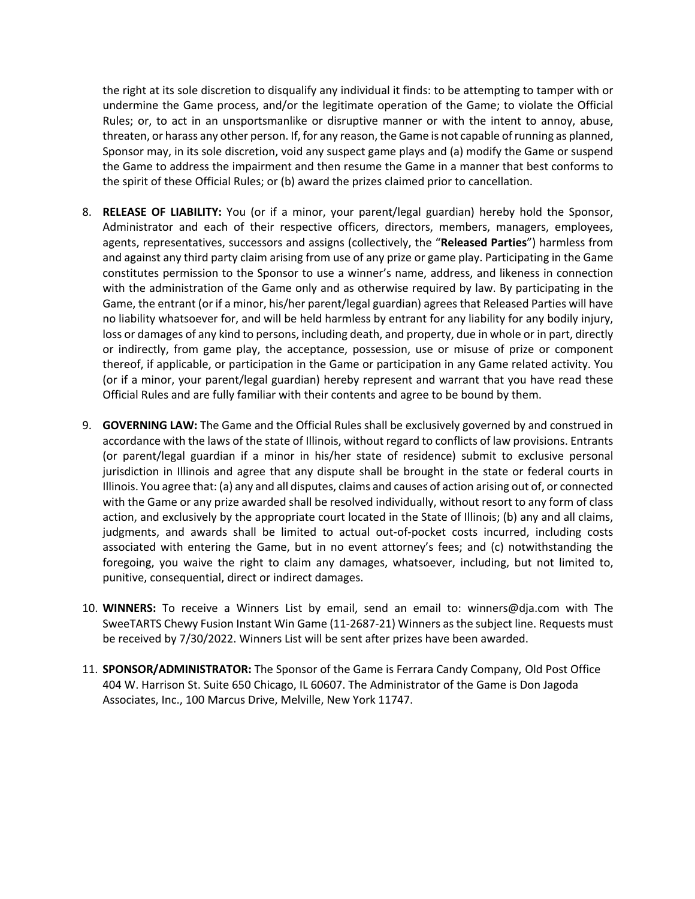the right at its sole discretion to disqualify any individual it finds: to be attempting to tamper with or undermine the Game process, and/or the legitimate operation of the Game; to violate the Official Rules; or, to act in an unsportsmanlike or disruptive manner or with the intent to annoy, abuse, threaten, or harass any other person. If, for any reason, the Game is not capable of running as planned, Sponsor may, in its sole discretion, void any suspect game plays and (a) modify the Game or suspend the Game to address the impairment and then resume the Game in a manner that best conforms to the spirit of these Official Rules; or (b) award the prizes claimed prior to cancellation.

8. **RELEASE OF LIABILITY:** You (or if a minor, your parent/legal guardian) hereby hold the Sponsor, Administrator and each of their respective officers, directors, members, managers, employees, agents, representatives, successors and assigns (collectively, the "**Released Parties**") harmless from and against any third party claim arising from use of any prize or game play. Participating in the Game constitutes permission to the Sponsor to use a winner's name, address, and likeness in connection with the administration of the Game only and as otherwise required by law. By participating in the Game, the entrant (or if a minor, his/her parent/legal guardian) agrees that Released Parties will have no liability whatsoever for, and will be held harmless by entrant for any liability for any bodily injury, loss or damages of any kind to persons, including death, and property, due in whole or in part, directly or indirectly, from game play, the acceptance, possession, use or misuse of prize or component thereof, if applicable, or participation in the Game or participation in any Game related activity. You (or if a minor, your parent/legal guardian) hereby represent and warrant that you have read these Official Rules and are fully familiar with their contents and agree to be bound by them.

9. **GOVERNING LAW:** The Game and the Official Rules shall be exclusively governed by and construed in accordance with the laws of the state of Illinois, without regard to conflicts of law provisions. Entrants (or parent/legal guardian if a minor in his/her state of residence) submit to exclusive personal jurisdiction in Illinois and agree that any dispute shall be brought in the state or federal courts in Illinois. You agree that: (a) any and all disputes, claims and causes of action arising out of, or connected with the Game or any prize awarded shall be resolved individually, without resort to any form of class action, and exclusively by the appropriate court located in the State of Illinois; (b) any and all claims, judgments, and awards shall be limited to actual out-of-pocket costs incurred, including costs associated with entering the Game, but in no event attorney's fees; and (c) notwithstanding the foregoing, you waive the right to claim any damages, whatsoever, including, but not limited to, punitive, consequential, direct or indirect damages.

10. **WINNERS:** To receive a Winners List by email, send an email to: winners@dja.com with The SweeTARTS Chewy Fusion Instant Win Game (11-2687-21) Winners as the subject line. Requests must be received by 7/30/2022. Winners List will be sent after prizes have been awarded.

11. **SPONSOR/ADMINISTRATOR:** The Sponsor of the Game is Ferrara Candy Company, Old Post Office 404 W. Harrison St. Suite 650 Chicago, IL 60607. The Administrator of the Game is Don Jagoda Associates, Inc., 100 Marcus Drive, Melville, New York 11747.